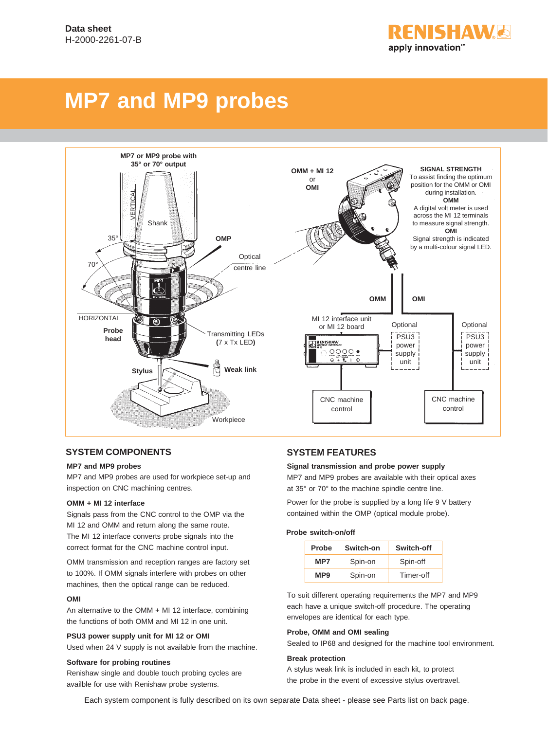Data sheet
H-2000-2261-07-B

# MP7 and MP9 probes

MP7 or MP9 probe with 35° or 70° output

VERTICAL

Shank

35°

70°

OMP

Optical centre line

HORIZONTAL

Probe head

Transmitting LEDs (7 x Tx LED)

Stylus

Weak link

Workpiece

OMM + MI 12 or OMI

**SIGNAL STRENGTH**
To assist finding the optimum position for the OMM or OMI during installation.
**OMM**
A digital volt meter is used across the MI 12 terminals to measure signal strength.
**OMI**
Signal strength is indicated by a multi-colour signal LED.

OMM

OMI

MI 12 interface unit or MI 12 board

Optional PSU3 power supply unit

Optional PSU3 power supply unit

CNC machine control

CNC machine control

## SYSTEM COMPONENTS

**MP7 and MP9 probes**

MP7 and MP9 probes are used for workpiece set-up and inspection on CNC machining centres.

**OMM + MI 12 interface**

Signals pass from the CNC control to the OMP via the MI 12 and OMM and return along the same route. The MI 12 interface converts probe signals into the correct format for the CNC machine control input.

OMM transmission and reception ranges are factory set to 100%. If OMM signals interfere with probes on other machines, then the optical range can be reduced.

**OMI**

An alternative to the OMM + MI 12 interface, combining the functions of both OMM and MI 12 in one unit.

**PSU3 power supply unit for MI 12 or OMI**

Used when 24 V supply is not available from the machine.

**Software for probing routines**

Renishaw single and double touch probing cycles are availble for use with Renishaw probe systems.

## SYSTEM FEATURES

**Signal transmission and probe power supply**

MP7 and MP9 probes are available with their optical axes at 35° or 70° to the machine spindle centre line.

Power for the probe is supplied by a long life 9 V battery contained within the OMP (optical module probe).

**Probe switch-on/off**

| Probe | Switch-on | Switch-off |
|---|---|---|
| MP7 | Spin-on | Spin-off |
| MP9 | Spin-on | Timer-off |

To suit different operating requirements the MP7 and MP9 each have a unique switch-off procedure. The operating envelopes are identical for each type.

**Probe, OMM and OMI sealing**

Sealed to IP68 and designed for the machine tool environment.

**Break protection**

A stylus weak link is included in each kit, to protect the probe in the event of excessive stylus overtravel.

Each system component is fully described on its own separate Data sheet - please see Parts list on back page.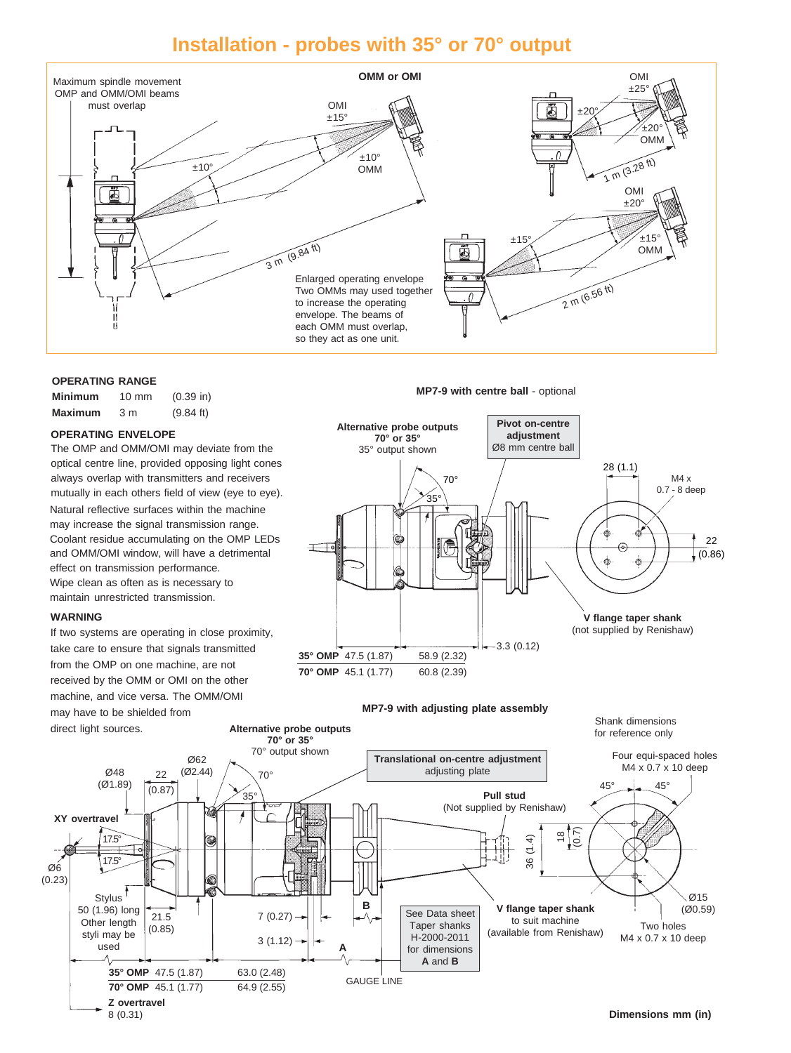# Installation - probes with 35° or 70° output

Maximum spindle movement OMP and OMM/OMI beams must overlap

OMM or OMI

OMI ±15°

±10°

±10° OMM

3 m (9.84 ft)

OMI ±25°

±20°

±20° OMM

1 m (3.28 ft)

OMI ±20°

±15°

±15° OMM

2 m (6.56 ft)

Enlarged operating envelope
Two OMMs may used together to increase the operating envelope. The beams of each OMM must overlap, so they act as one unit.

### OPERATING RANGE

| | | |
|---|---|---|
| **Minimum** | 10 mm | (0.39 in) |
| **Maximum** | 3 m | (9.84 ft) |

### OPERATING ENVELOPE

The OMP and OMM/OMI may deviate from the optical centre line, provided opposing light cones always overlap with transmitters and receivers mutually in each others field of view (eye to eye).

Natural reflective surfaces within the machine may increase the signal transmission range.

Coolant residue accumulating on the OMP LEDs and OMM/OMI window, will have a detrimental effect on transmission performance.

Wipe clean as often as is necessary to maintain unrestricted transmission.

### WARNING

If two systems are operating in close proximity, take care to ensure that signals transmitted from the OMP on one machine, are not received by the OMM or OMI on the other machine, and vice versa. The OMM/OMI may have to be shielded from direct light sources.

**MP7-9 with centre ball** - optional

**Alternative probe outputs 70° or 35°**
35° output shown

**Pivot on-centre adjustment**
Ø8 mm centre ball

70°

35°

28 (1.1)

M4 x 0.7 - 8 deep

22 (0.86)

**V flange taper shank**
(not supplied by Renishaw)

3.3 (0.12)

| | | |
|---|---|---|
| **35° OMP** | 47.5 (1.87) | 58.9 (2.32) |
| **70° OMP** | 45.1 (1.77) | 60.8 (2.39) |

**MP7-9 with adjusting plate assembly**

**Alternative probe outputs 70° or 35°**
70° output shown

Shank dimensions for reference only

**Translational on-centre adjustment**
adjusting plate

Four equi-spaced holes M4 x 0.7 x 10 deep

Ø48 (Ø1.89)

22 (0.87)

Ø62 (Ø2.44)

70°

35°

45° 45°

**Pull stud**
(Not supplied by Renishaw)

**XY overtravel**

17.5°

17.5°

Ø6 (0.23)

18 (0.7)

36 (1.4)

Stylus 50 (1.96) long
Other length styli may be used

21.5 (0.85)

7 (0.27)

3 (1.12)

**B**

**A**

See Data sheet Taper shanks H-2000-2011 for dimensions **A** and **B**

**V flange taper shank**
to suit machine
(available from Renishaw)

Ø15 (Ø0.59)

Two holes M4 x 0.7 x 10 deep

GAUGE LINE

| | | |
|---|---|---|
| **35° OMP** | 47.5 (1.87) | 63.0 (2.48) |
| **70° OMP** | 45.1 (1.77) | 64.9 (2.55) |

**Z overtravel**
8 (0.31)

**Dimensions mm (in)**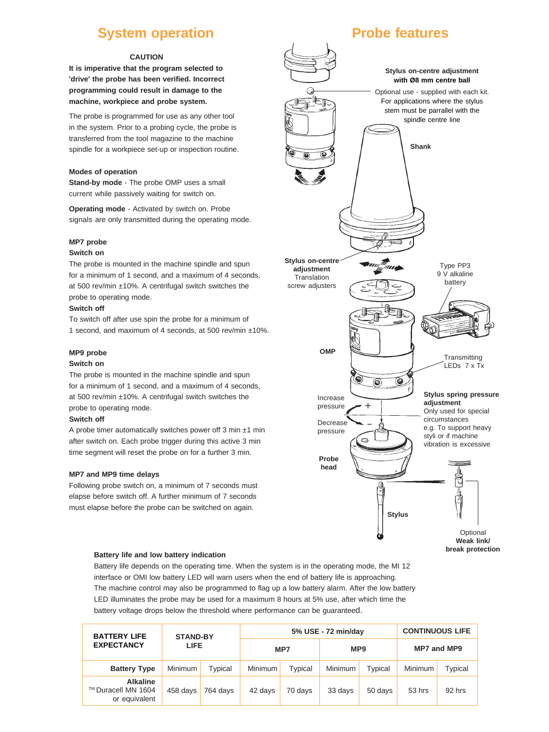# System operation

**CAUTION**

**It is imperative that the program selected to 'drive' the probe has been verified. Incorrect programming could result in damage to the machine, workpiece and probe system.**

The probe is programmed for use as any other tool in the system. Prior to a probing cycle, the probe is transferred from the tool magazine to the machine spindle for a workpiece set-up or inspection routine.

### Modes of operation

**Stand-by mode** - The probe OMP uses a small current while passively waiting for switch on.

**Operating mode** - Activated by switch on. Probe signals are only transmitted during the operating mode.

### MP7 probe

**Switch on**

The probe is mounted in the machine spindle and spun for a minimum of 1 second, and a maximum of 4 seconds, at 500 rev/min ±10%. A centrifugal switch switches the probe to operating mode.

**Switch off**

To switch off after use spin the probe for a minimum of 1 second, and maximum of 4 seconds, at 500 rev/min ±10%.

### MP9 probe

**Switch on**

The probe is mounted in the machine spindle and spun for a minimum of 1 second, and a maximum of 4 seconds, at 500 rev/min ±10%. A centrifugal switch switches the probe to operating mode.

**Switch off**

A probe timer automatically switches power off 3 min ±1 min after switch on. Each probe trigger during this active 3 min time segment will reset the probe on for a further 3 min.

### MP7 and MP9 time delays

Following probe switch on, a minimum of 7 seconds must elapse before switch off. A further minimum of 7 seconds must elapse before the probe can be switched on again.

# Probe features

**Stylus on-centre adjustment with Ø8 mm centre ball**
Optional use - supplied with each kit. For applications where the stylus stem must be parrallel with the spindle centre line

**Shank**

**Stylus on-centre adjustment**
Translation screw adjusters

Type PP3 9 V alkaline battery

**OMP**

Transmitting LEDs 7 x Tx

Increase pressure +

Decrease pressure −

**Stylus spring pressure adjustment**
Only used for special circumstances e.g. To support heavy styli or if machine vibration is excessive

**Probe head**

**Stylus**

Optional **Weak link/ break protection**

### Battery life and low battery indication

Battery life depends on the operating time. When the system is in the operating mode, the MI 12 interface or OMI low battery LED will warn users when the end of battery life is approaching. The machine control may also be programmed to flag up a low battery alarm. After the low battery LED illuminates the probe may be used for a maximum 8 hours at 5% use, after which time the battery voltage drops below the threshold where performance can be guaranteed.

| BATTERY LIFE EXPECTANCY | STAND-BY LIFE | | 5% USE - 72 min/day | | | | CONTINUOUS LIFE | |
|---|---|---|---|---|---|---|---|---|
| | | | MP7 | | MP9 | | MP7 and MP9 | |
| **Battery Type** | Minimum | Typical | Minimum | Typical | Minimum | Typical | Minimum | Typical |
| **Alkaline** ™ Duracell MN 1604 or equivalent | 458 days | 764 days | 42 days | 70 days | 33 days | 50 days | 53 hrs | 92 hrs |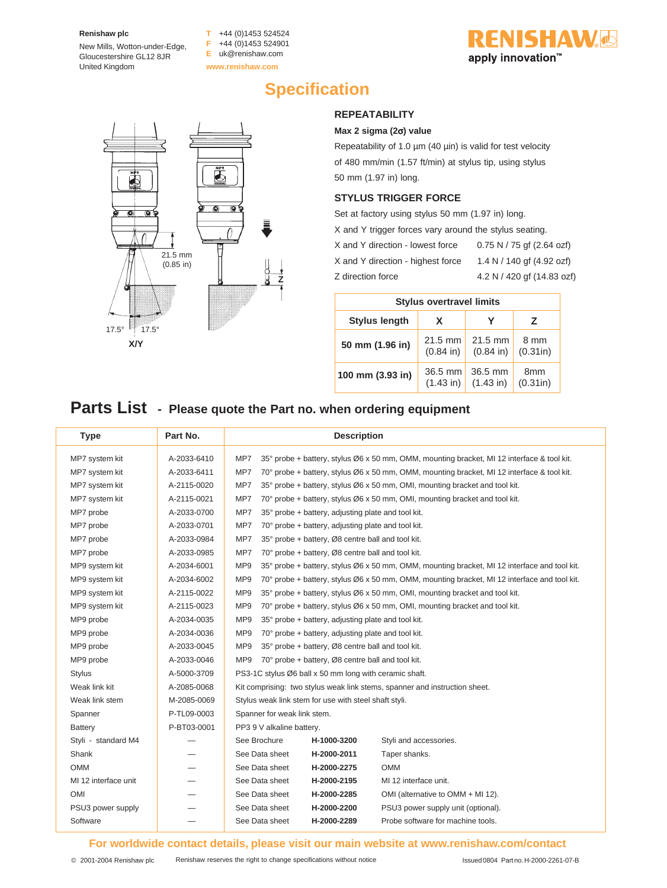**Renishaw plc**

New Mills, Wotton-under-Edge,
Gloucestershire GL12 8JR
United Kingdom

T +44 (0)1453 524524
F +44 (0)1453 524901
E uk@renishaw.com

www.renishaw.com

RENISHAW
apply innovation™

# Specification

21.5 mm
(0.85 in)

17.5°
17.5°
X/Y

Z

### REPEATABILITY

**Max 2 sigma (2σ) value**

Repeatability of 1.0 µm (40 µin) is valid for test velocity of 480 mm/min (1.57 ft/min) at stylus tip, using stylus 50 mm (1.97 in) long.

### STYLUS TRIGGER FORCE

Set at factory using stylus 50 mm (1.97 in) long.

X and Y trigger forces vary around the stylus seating.

| | |
|---|---|
| X and Y direction - lowest force | 0.75 N / 75 gf (2.64 ozf) |
| X and Y direction - highest force | 1.4 N / 140 gf (4.92 ozf) |
| Z direction force | 4.2 N / 420 gf (14.83 ozf) |

**Stylus overtravel limits**

| Stylus length | X | Y | Z |
|---|---|---|---|
| **50 mm (1.96 in)** | 21.5 mm (0.84 in) | 21.5 mm (0.84 in) | 8 mm (0.31in) |
| **100 mm (3.93 in)** | 36.5 mm (1.43 in) | 36.5 mm (1.43 in) | 8mm (0.31in) |

## Parts List - Please quote the Part no. when ordering equipment

| Type | Part No. | Description |
|---|---|---|
| MP7 system kit | A-2033-6410 | MP7 35° probe + battery, stylus Ø6 x 50 mm, OMM, mounting bracket, MI 12 interface & tool kit. |
| MP7 system kit | A-2033-6411 | MP7 70° probe + battery, stylus Ø6 x 50 mm, OMM, mounting bracket, MI 12 interface & tool kit. |
| MP7 system kit | A-2115-0020 | MP7 35° probe + battery, stylus Ø6 x 50 mm, OMI, mounting bracket and tool kit. |
| MP7 system kit | A-2115-0021 | MP7 70° probe + battery, stylus Ø6 x 50 mm, OMI, mounting bracket and tool kit. |
| MP7 probe | A-2033-0700 | MP7 35° probe + battery, adjusting plate and tool kit. |
| MP7 probe | A-2033-0701 | MP7 70° probe + battery, adjusting plate and tool kit. |
| MP7 probe | A-2033-0984 | MP7 35° probe + battery, Ø8 centre ball and tool kit. |
| MP7 probe | A-2033-0985 | MP7 70° probe + battery, Ø8 centre ball and tool kit. |
| MP9 system kit | A-2034-6001 | MP9 35° probe + battery, stylus Ø6 x 50 mm, OMM, mounting bracket, MI 12 interface and tool kit. |
| MP9 system kit | A-2034-6002 | MP9 70° probe + battery, stylus Ø6 x 50 mm, OMM, mounting bracket, MI 12 interface and tool kit. |
| MP9 system kit | A-2115-0022 | MP9 35° probe + battery, stylus Ø6 x 50 mm, OMI, mounting bracket and tool kit. |
| MP9 system kit | A-2115-0023 | MP9 70° probe + battery, stylus Ø6 x 50 mm, OMI, mounting bracket and tool kit. |
| MP9 probe | A-2034-0035 | MP9 35° probe + battery, adjusting plate and tool kit. |
| MP9 probe | A-2034-0036 | MP9 70° probe + battery, adjusting plate and tool kit. |
| MP9 probe | A-2033-0045 | MP9 35° probe + battery, Ø8 centre ball and tool kit. |
| MP9 probe | A-2033-0046 | MP9 70° probe + battery, Ø8 centre ball and tool kit. |
| Stylus | A-5000-3709 | PS3-1C stylus Ø6 ball x 50 mm long with ceramic shaft. |
| Weak link kit | A-2085-0068 | Kit comprising: two stylus weak link stems, spanner and instruction sheet. |
| Weak link stem | M-2085-0069 | Stylus weak link stem for use with steel shaft styli. |
| Spanner | P-TL09-0003 | Spanner for weak link stem. |
| Battery | P-BT03-0001 | PP3 9 V alkaline battery. |
| Styli - standard M4 | — | See Brochure **H-1000-3200** Styli and accessories. |
| Shank | — | See Data sheet **H-2000-2011** Taper shanks. |
| OMM | — | See Data sheet **H-2000-2275** OMM |
| MI 12 interface unit | — | See Data sheet **H-2000-2195** MI 12 interface unit. |
| OMI | — | See Data sheet **H-2000-2285** OMI (alternative to OMM + MI 12). |
| PSU3 power supply | — | See Data sheet **H-2000-2200** PSU3 power supply unit (optional). |
| Software | — | See Data sheet **H-2000-2289** Probe software for machine tools. |

**For worldwide contact details, please visit our main website at www.renishaw.com/contact**

© 2001-2004 Renishaw plc  Renishaw reserves the right to change specifications without notice  Issued 0804 Part no. H-2000-2261-07-B